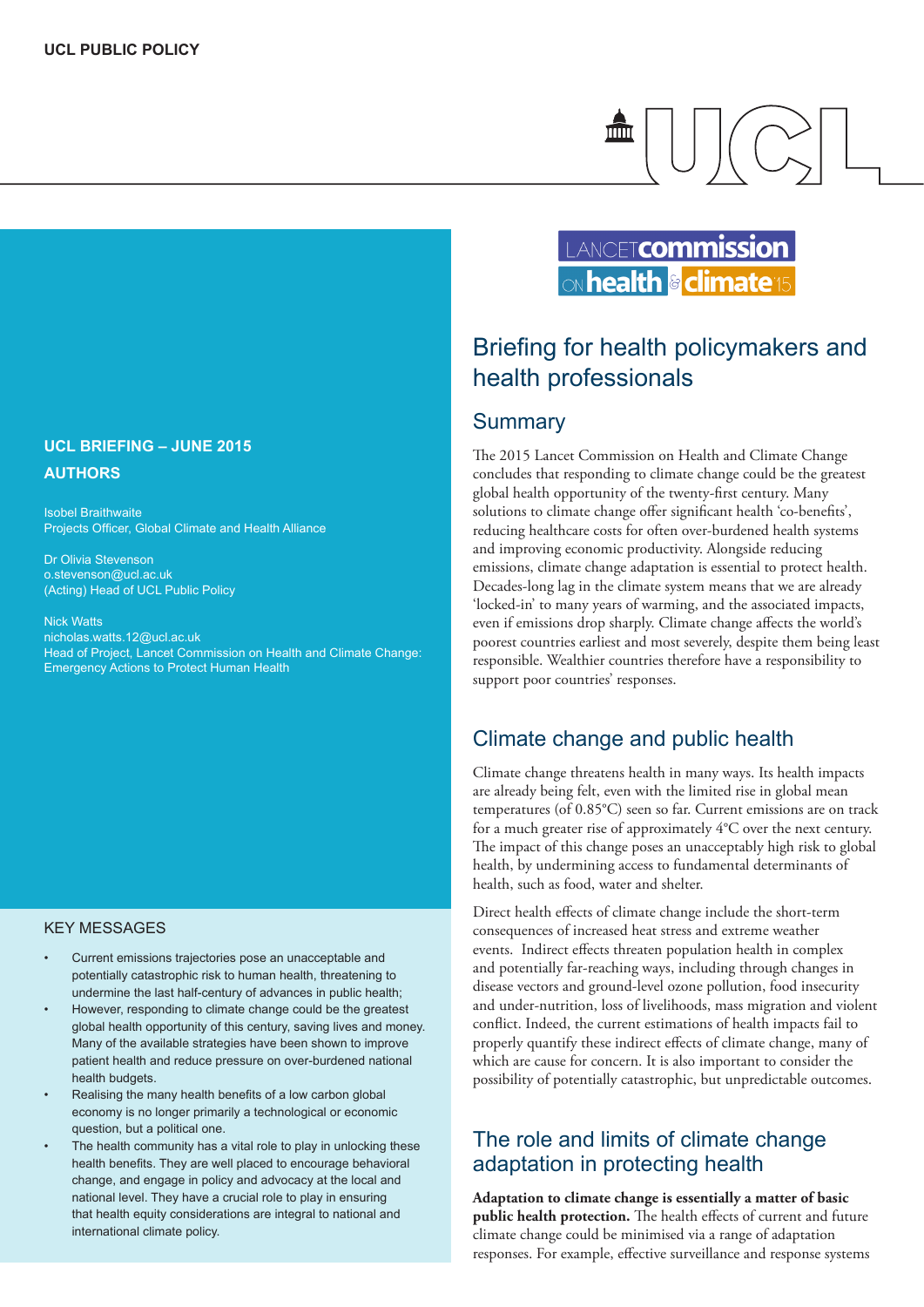UCL PUBLIC POLICY

**UCL BRIEFING – JUNE 2015**

**AUTHORS**

Isobel Braithwaite
Projects Officer, Global Climate and Health Alliance

Dr Olivia Stevenson
o.stevenson@ucl.ac.uk
(Acting) Head of UCL Public Policy

Nick Watts
nicholas.watts.12@ucl.ac.uk
Head of Project, Lancet Commission on Health and Climate Change: Emergency Actions to Protect Human Health

## KEY MESSAGES

- Current emissions trajectories pose an unacceptable and potentially catastrophic risk to human health, threatening to undermine the last half-century of advances in public health;
- However, responding to climate change could be the greatest global health opportunity of this century, saving lives and money. Many of the available strategies have been shown to improve patient health and reduce pressure on over-burdened national health budgets.
- Realising the many health benefits of a low carbon global economy is no longer primarily a technological or economic question, but a political one.
- The health community has a vital role to play in unlocking these health benefits. They are well placed to encourage behavioral change, and engage in policy and advocacy at the local and national level. They have a crucial role to play in ensuring that health equity considerations are integral to national and international climate policy.

LANCET commission ON health & climate '15

# Briefing for health policymakers and health professionals

## Summary

The 2015 Lancet Commission on Health and Climate Change concludes that responding to climate change could be the greatest global health opportunity of the twenty-first century. Many solutions to climate change offer significant health 'co-benefits', reducing healthcare costs for often over-burdened health systems and improving economic productivity. Alongside reducing emissions, climate change adaptation is essential to protect health. Decades-long lag in the climate system means that we are already 'locked-in' to many years of warming, and the associated impacts, even if emissions drop sharply. Climate change affects the world's poorest countries earliest and most severely, despite them being least responsible. Wealthier countries therefore have a responsibility to support poor countries' responses.

## Climate change and public health

Climate change threatens health in many ways. Its health impacts are already being felt, even with the limited rise in global mean temperatures (of 0.85°C) seen so far. Current emissions are on track for a much greater rise of approximately 4°C over the next century. The impact of this change poses an unacceptably high risk to global health, by undermining access to fundamental determinants of health, such as food, water and shelter.

Direct health effects of climate change include the short-term consequences of increased heat stress and extreme weather events. Indirect effects threaten population health in complex and potentially far-reaching ways, including through changes in disease vectors and ground-level ozone pollution, food insecurity and under-nutrition, loss of livelihoods, mass migration and violent conflict. Indeed, the current estimations of health impacts fail to properly quantify these indirect effects of climate change, many of which are cause for concern. It is also important to consider the possibility of potentially catastrophic, but unpredictable outcomes.

## The role and limits of climate change adaptation in protecting health

**Adaptation to climate change is essentially a matter of basic public health protection.** The health effects of current and future climate change could be minimised via a range of adaptation responses. For example, effective surveillance and response systems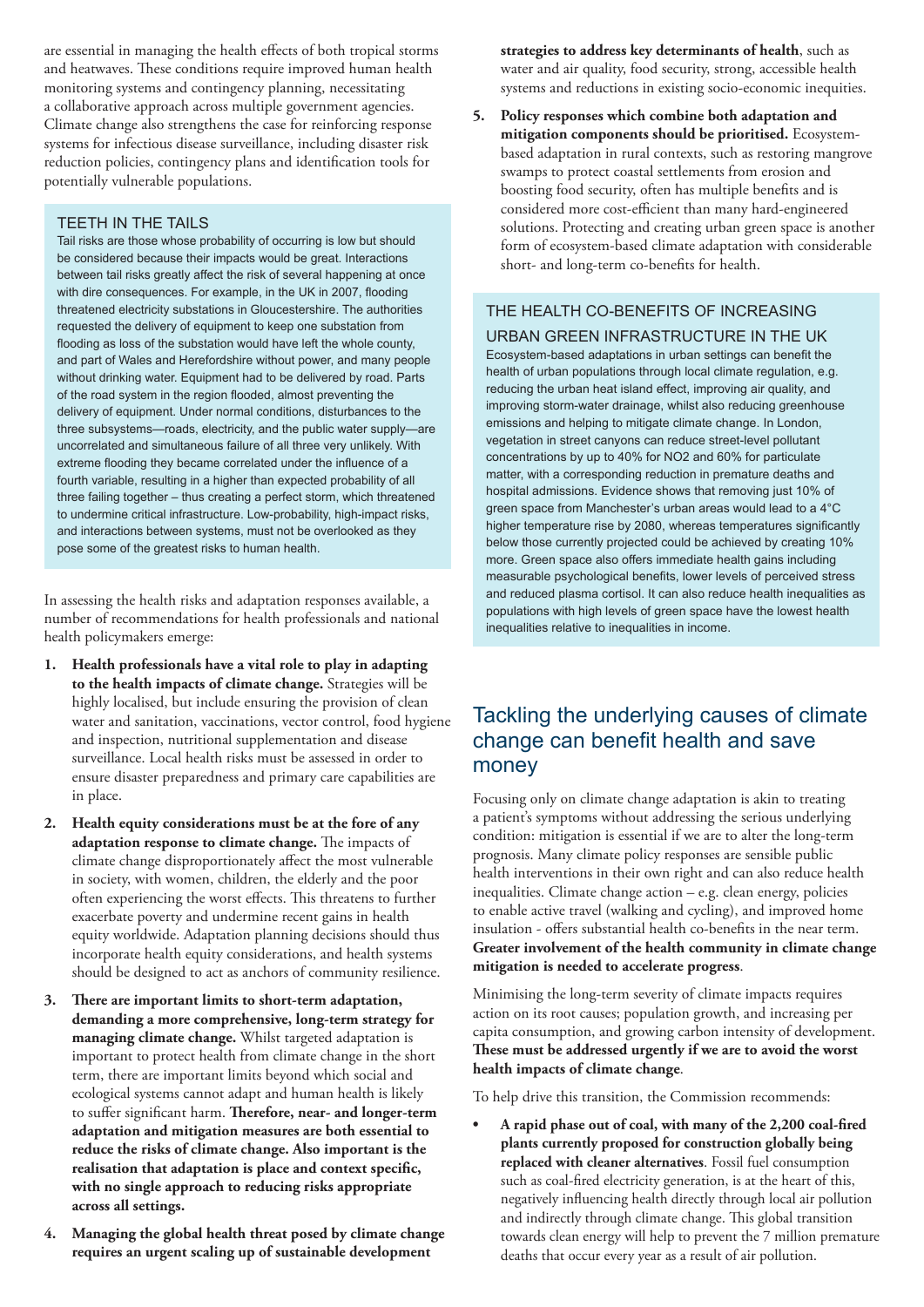are essential in managing the health effects of both tropical storms and heatwaves. These conditions require improved human health monitoring systems and contingency planning, necessitating a collaborative approach across multiple government agencies. Climate change also strengthens the case for reinforcing response systems for infectious disease surveillance, including disaster risk reduction policies, contingency plans and identification tools for potentially vulnerable populations.

### TEETH IN THE TAILS

Tail risks are those whose probability of occurring is low but should be considered because their impacts would be great. Interactions between tail risks greatly affect the risk of several happening at once with dire consequences. For example, in the UK in 2007, flooding threatened electricity substations in Gloucestershire. The authorities requested the delivery of equipment to keep one substation from flooding as loss of the substation would have left the whole county, and part of Wales and Herefordshire without power, and many people without drinking water. Equipment had to be delivered by road. Parts of the road system in the region flooded, almost preventing the delivery of equipment. Under normal conditions, disturbances to the three subsystems—roads, electricity, and the public water supply—are uncorrelated and simultaneous failure of all three very unlikely. With extreme flooding they became correlated under the influence of a fourth variable, resulting in a higher than expected probability of all three failing together – thus creating a perfect storm, which threatened to undermine critical infrastructure. Low-probability, high-impact risks, and interactions between systems, must not be overlooked as they pose some of the greatest risks to human health.

In assessing the health risks and adaptation responses available, a number of recommendations for health professionals and national health policymakers emerge:

1. **Health professionals have a vital role to play in adapting to the health impacts of climate change.** Strategies will be highly localised, but include ensuring the provision of clean water and sanitation, vaccinations, vector control, food hygiene and inspection, nutritional supplementation and disease surveillance. Local health risks must be assessed in order to ensure disaster preparedness and primary care capabilities are in place.
2. **Health equity considerations must be at the fore of any adaptation response to climate change.** The impacts of climate change disproportionately affect the most vulnerable in society, with women, children, the elderly and the poor often experiencing the worst effects. This threatens to further exacerbate poverty and undermine recent gains in health equity worldwide. Adaptation planning decisions should thus incorporate health equity considerations, and health systems should be designed to act as anchors of community resilience.
3. **There are important limits to short-term adaptation, demanding a more comprehensive, long-term strategy for managing climate change.** Whilst targeted adaptation is important to protect health from climate change in the short term, there are important limits beyond which social and ecological systems cannot adapt and human health is likely to suffer significant harm. **Therefore, near- and longer-term adaptation and mitigation measures are both essential to reduce the risks of climate change. Also important is the realisation that adaptation is place and context specific, with no single approach to reducing risks appropriate across all settings.**
4. **Managing the global health threat posed by climate change requires an urgent scaling up of sustainable development strategies to address key determinants of health**, such as water and air quality, food security, strong, accessible health systems and reductions in existing socio-economic inequities.
5. **Policy responses which combine both adaptation and mitigation components should be prioritised.** Ecosystem-based adaptation in rural contexts, such as restoring mangrove swamps to protect coastal settlements from erosion and boosting food security, often has multiple benefits and is considered more cost-efficient than many hard-engineered solutions. Protecting and creating urban green space is another form of ecosystem-based climate adaptation with considerable short- and long-term co-benefits for health.

### THE HEALTH CO-BENEFITS OF INCREASING URBAN GREEN INFRASTRUCTURE IN THE UK

Ecosystem-based adaptations in urban settings can benefit the health of urban populations through local climate regulation, e.g. reducing the urban heat island effect, improving air quality, and improving storm-water drainage, whilst also reducing greenhouse emissions and helping to mitigate climate change. In London, vegetation in street canyons can reduce street-level pollutant concentrations by up to 40% for $NO_2$ and 60% for particulate matter, with a corresponding reduction in premature deaths and hospital admissions. Evidence shows that removing just 10% of green space from Manchester's urban areas would lead to a 4°C higher temperature rise by 2080, whereas temperatures significantly below those currently projected could be achieved by creating 10% more. Green space also offers immediate health gains including measurable psychological benefits, lower levels of perceived stress and reduced plasma cortisol. It can also reduce health inequalities as populations with high levels of green space have the lowest health inequalities relative to inequalities in income.

## Tackling the underlying causes of climate change can benefit health and save money

Focusing only on climate change adaptation is akin to treating a patient's symptoms without addressing the serious underlying condition: mitigation is essential if we are to alter the long-term prognosis. Many climate policy responses are sensible public health interventions in their own right and can also reduce health inequalities. Climate change action – e.g. clean energy, policies to enable active travel (walking and cycling), and improved home insulation - offers substantial health co-benefits in the near term. **Greater involvement of the health community in climate change mitigation is needed to accelerate progress**.

Minimising the long-term severity of climate impacts requires action on its root causes; population growth, and increasing per capita consumption, and growing carbon intensity of development. **These must be addressed urgently if we are to avoid the worst health impacts of climate change**.

To help drive this transition, the Commission recommends:

- **A rapid phase out of coal, with many of the 2,200 coal-fired plants currently proposed for construction globally being replaced with cleaner alternatives**. Fossil fuel consumption such as coal-fired electricity generation, is at the heart of this, negatively influencing health directly through local air pollution and indirectly through climate change. This global transition towards clean energy will help to prevent the 7 million premature deaths that occur every year as a result of air pollution.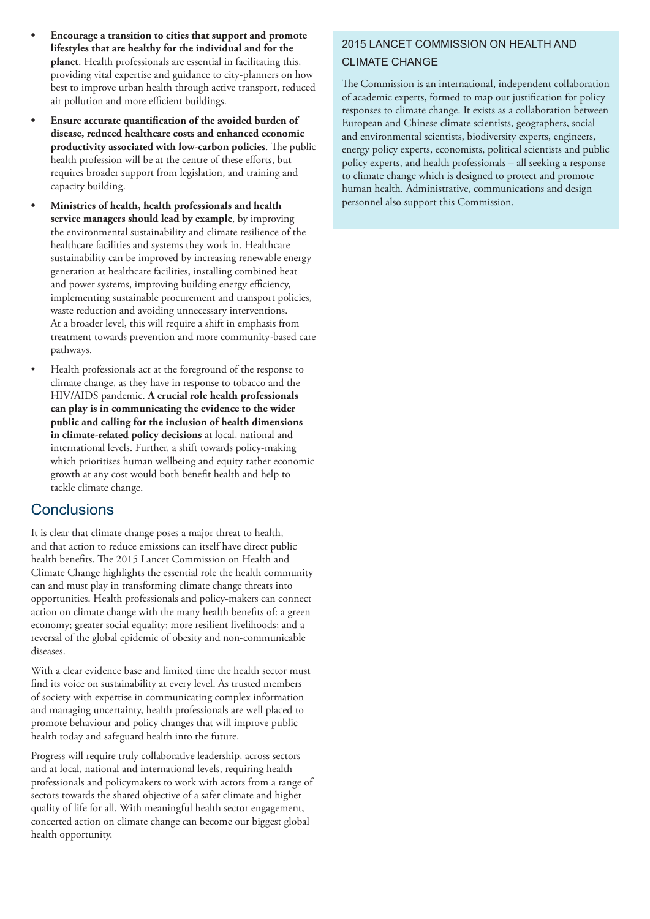- **Encourage a transition to cities that support and promote lifestyles that are healthy for the individual and for the planet**. Health professionals are essential in facilitating this, providing vital expertise and guidance to city-planners on how best to improve urban health through active transport, reduced air pollution and more efficient buildings.
- **Ensure accurate quantification of the avoided burden of disease, reduced healthcare costs and enhanced economic productivity associated with low-carbon policies**. The public health profession will be at the centre of these efforts, but requires broader support from legislation, and training and capacity building.
- **Ministries of health, health professionals and health service managers should lead by example**, by improving the environmental sustainability and climate resilience of the healthcare facilities and systems they work in. Healthcare sustainability can be improved by increasing renewable energy generation at healthcare facilities, installing combined heat and power systems, improving building energy efficiency, implementing sustainable procurement and transport policies, waste reduction and avoiding unnecessary interventions. At a broader level, this will require a shift in emphasis from treatment towards prevention and more community-based care pathways.
- Health professionals act at the foreground of the response to climate change, as they have in response to tobacco and the HIV/AIDS pandemic. **A crucial role health professionals can play is in communicating the evidence to the wider public and calling for the inclusion of health dimensions in climate-related policy decisions** at local, national and international levels. Further, a shift towards policy-making which prioritises human wellbeing and equity rather economic growth at any cost would both benefit health and help to tackle climate change.

## Conclusions

It is clear that climate change poses a major threat to health, and that action to reduce emissions can itself have direct public health benefits. The 2015 Lancet Commission on Health and Climate Change highlights the essential role the health community can and must play in transforming climate change threats into opportunities. Health professionals and policy-makers can connect action on climate change with the many health benefits of: a green economy; greater social equality; more resilient livelihoods; and a reversal of the global epidemic of obesity and non-communicable diseases.

With a clear evidence base and limited time the health sector must find its voice on sustainability at every level. As trusted members of society with expertise in communicating complex information and managing uncertainty, health professionals are well placed to promote behaviour and policy changes that will improve public health today and safeguard health into the future.

Progress will require truly collaborative leadership, across sectors and at local, national and international levels, requiring health professionals and policymakers to work with actors from a range of sectors towards the shared objective of a safer climate and higher quality of life for all. With meaningful health sector engagement, concerted action on climate change can become our biggest global health opportunity.

### 2015 LANCET COMMISSION ON HEALTH AND CLIMATE CHANGE

The Commission is an international, independent collaboration of academic experts, formed to map out justification for policy responses to climate change. It exists as a collaboration between European and Chinese climate scientists, geographers, social and environmental scientists, biodiversity experts, engineers, energy policy experts, economists, political scientists and public policy experts, and health professionals – all seeking a response to climate change which is designed to protect and promote human health. Administrative, communications and design personnel also support this Commission.